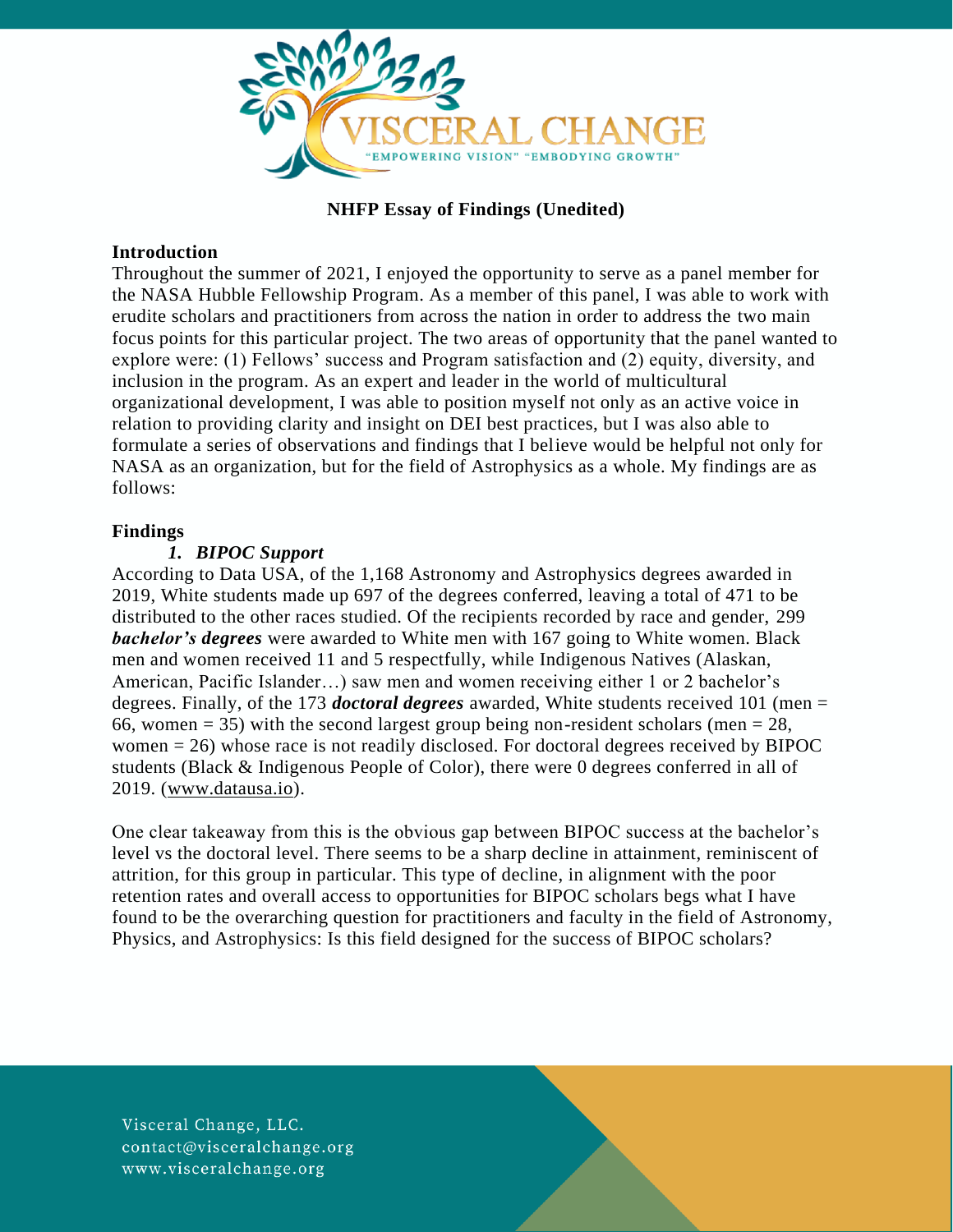VISCERAL CHANGE
"EMPOWERING VISION" "EMBODYING GROWTH"

**NHFP Essay of Findings (Unedited)**

## Introduction

Throughout the summer of 2021, I enjoyed the opportunity to serve as a panel member for the NASA Hubble Fellowship Program. As a member of this panel, I was able to work with erudite scholars and practitioners from across the nation in order to address the two main focus points for this particular project. The two areas of opportunity that the panel wanted to explore were: (1) Fellows' success and Program satisfaction and (2) equity, diversity, and inclusion in the program. As an expert and leader in the world of multicultural organizational development, I was able to position myself not only as an active voice in relation to providing clarity and insight on DEI best practices, but I was also able to formulate a series of observations and findings that I believe would be helpful not only for NASA as an organization, but for the field of Astrophysics as a whole. My findings are as follows:

## Findings

### 1. BIPOC Support

According to Data USA, of the 1,168 Astronomy and Astrophysics degrees awarded in 2019, White students made up 697 of the degrees conferred, leaving a total of 471 to be distributed to the other races studied. Of the recipients recorded by race and gender, 299 ***bachelor's degrees*** were awarded to White men with 167 going to White women. Black men and women received 11 and 5 respectfully, while Indigenous Natives (Alaskan, American, Pacific Islander…) saw men and women receiving either 1 or 2 bachelor's degrees. Finally, of the 173 ***doctoral degrees*** awarded, White students received 101 (men = 66, women = 35) with the second largest group being non-resident scholars (men = 28, women = 26) whose race is not readily disclosed. For doctoral degrees received by BIPOC students (Black & Indigenous People of Color), there were 0 degrees conferred in all of 2019. (www.datausa.io).

One clear takeaway from this is the obvious gap between BIPOC success at the bachelor's level vs the doctoral level. There seems to be a sharp decline in attainment, reminiscent of attrition, for this group in particular. This type of decline, in alignment with the poor retention rates and overall access to opportunities for BIPOC scholars begs what I have found to be the overarching question for practitioners and faculty in the field of Astronomy, Physics, and Astrophysics: Is this field designed for the success of BIPOC scholars?

Visceral Change, LLC.
contact@visceralchange.org
www.visceralchange.org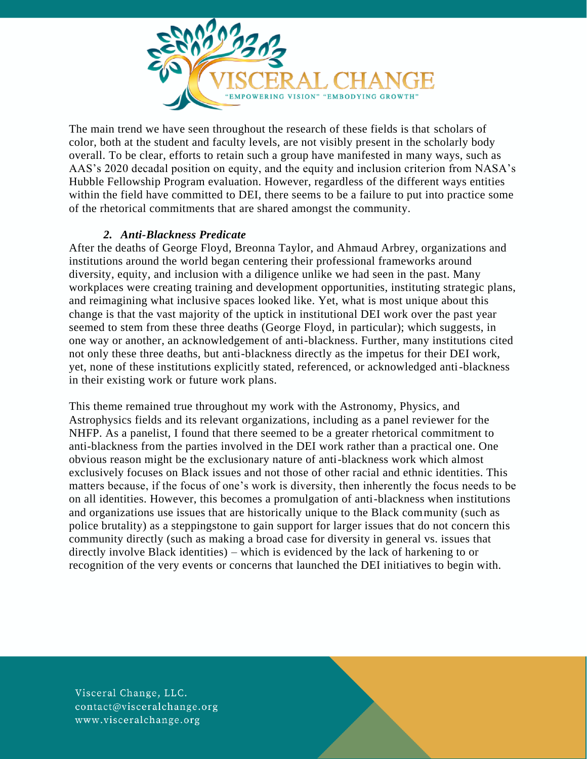The main trend we have seen throughout the research of these fields is that scholars of color, both at the student and faculty levels, are not visibly present in the scholarly body overall. To be clear, efforts to retain such a group have manifested in many ways, such as AAS's 2020 decadal position on equity, and the equity and inclusion criterion from NASA's Hubble Fellowship Program evaluation. However, regardless of the different ways entities within the field have committed to DEI, there seems to be a failure to put into practice some of the rhetorical commitments that are shared amongst the community.

### *2. Anti-Blackness Predicate*

After the deaths of George Floyd, Breonna Taylor, and Ahmaud Arbrey, organizations and institutions around the world began centering their professional frameworks around diversity, equity, and inclusion with a diligence unlike we had seen in the past. Many workplaces were creating training and development opportunities, instituting strategic plans, and reimagining what inclusive spaces looked like. Yet, what is most unique about this change is that the vast majority of the uptick in institutional DEI work over the past year seemed to stem from these three deaths (George Floyd, in particular); which suggests, in one way or another, an acknowledgement of anti-blackness. Further, many institutions cited not only these three deaths, but anti-blackness directly as the impetus for their DEI work, yet, none of these institutions explicitly stated, referenced, or acknowledged anti-blackness in their existing work or future work plans.

This theme remained true throughout my work with the Astronomy, Physics, and Astrophysics fields and its relevant organizations, including as a panel reviewer for the NHFP. As a panelist, I found that there seemed to be a greater rhetorical commitment to anti-blackness from the parties involved in the DEI work rather than a practical one. One obvious reason might be the exclusionary nature of anti-blackness work which almost exclusively focuses on Black issues and not those of other racial and ethnic identities. This matters because, if the focus of one's work is diversity, then inherently the focus needs to be on all identities. However, this becomes a promulgation of anti-blackness when institutions and organizations use issues that are historically unique to the Black community (such as police brutality) as a steppingstone to gain support for larger issues that do not concern this community directly (such as making a broad case for diversity in general vs. issues that directly involve Black identities) – which is evidenced by the lack of harkening to or recognition of the very events or concerns that launched the DEI initiatives to begin with.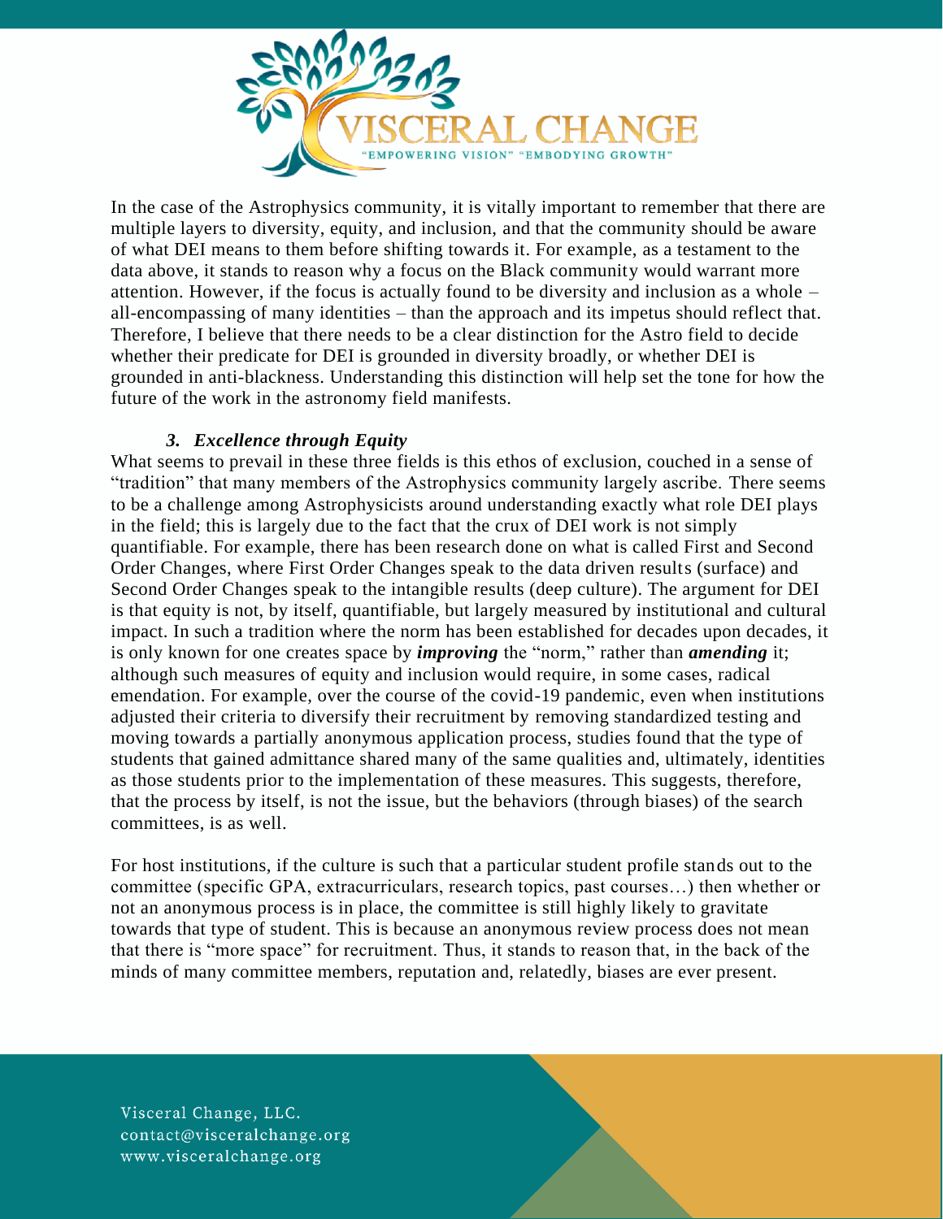In the case of the Astrophysics community, it is vitally important to remember that there are multiple layers to diversity, equity, and inclusion, and that the community should be aware of what DEI means to them before shifting towards it. For example, as a testament to the data above, it stands to reason why a focus on the Black community would warrant more attention. However, if the focus is actually found to be diversity and inclusion as a whole – all-encompassing of many identities – than the approach and its impetus should reflect that. Therefore, I believe that there needs to be a clear distinction for the Astro field to decide whether their predicate for DEI is grounded in diversity broadly, or whether DEI is grounded in anti-blackness. Understanding this distinction will help set the tone for how the future of the work in the astronomy field manifests.

### *3. Excellence through Equity*

What seems to prevail in these three fields is this ethos of exclusion, couched in a sense of "tradition" that many members of the Astrophysics community largely ascribe. There seems to be a challenge among Astrophysicists around understanding exactly what role DEI plays in the field; this is largely due to the fact that the crux of DEI work is not simply quantifiable. For example, there has been research done on what is called First and Second Order Changes, where First Order Changes speak to the data driven results (surface) and Second Order Changes speak to the intangible results (deep culture). The argument for DEI is that equity is not, by itself, quantifiable, but largely measured by institutional and cultural impact. In such a tradition where the norm has been established for decades upon decades, it is only known for one creates space by ***improving*** the "norm," rather than ***amending*** it; although such measures of equity and inclusion would require, in some cases, radical emendation. For example, over the course of the covid-19 pandemic, even when institutions adjusted their criteria to diversify their recruitment by removing standardized testing and moving towards a partially anonymous application process, studies found that the type of students that gained admittance shared many of the same qualities and, ultimately, identities as those students prior to the implementation of these measures. This suggests, therefore, that the process by itself, is not the issue, but the behaviors (through biases) of the search committees, is as well.

For host institutions, if the culture is such that a particular student profile stands out to the committee (specific GPA, extracurriculars, research topics, past courses…) then whether or not an anonymous process is in place, the committee is still highly likely to gravitate towards that type of student. This is because an anonymous review process does not mean that there is "more space" for recruitment. Thus, it stands to reason that, in the back of the minds of many committee members, reputation and, relatedly, biases are ever present.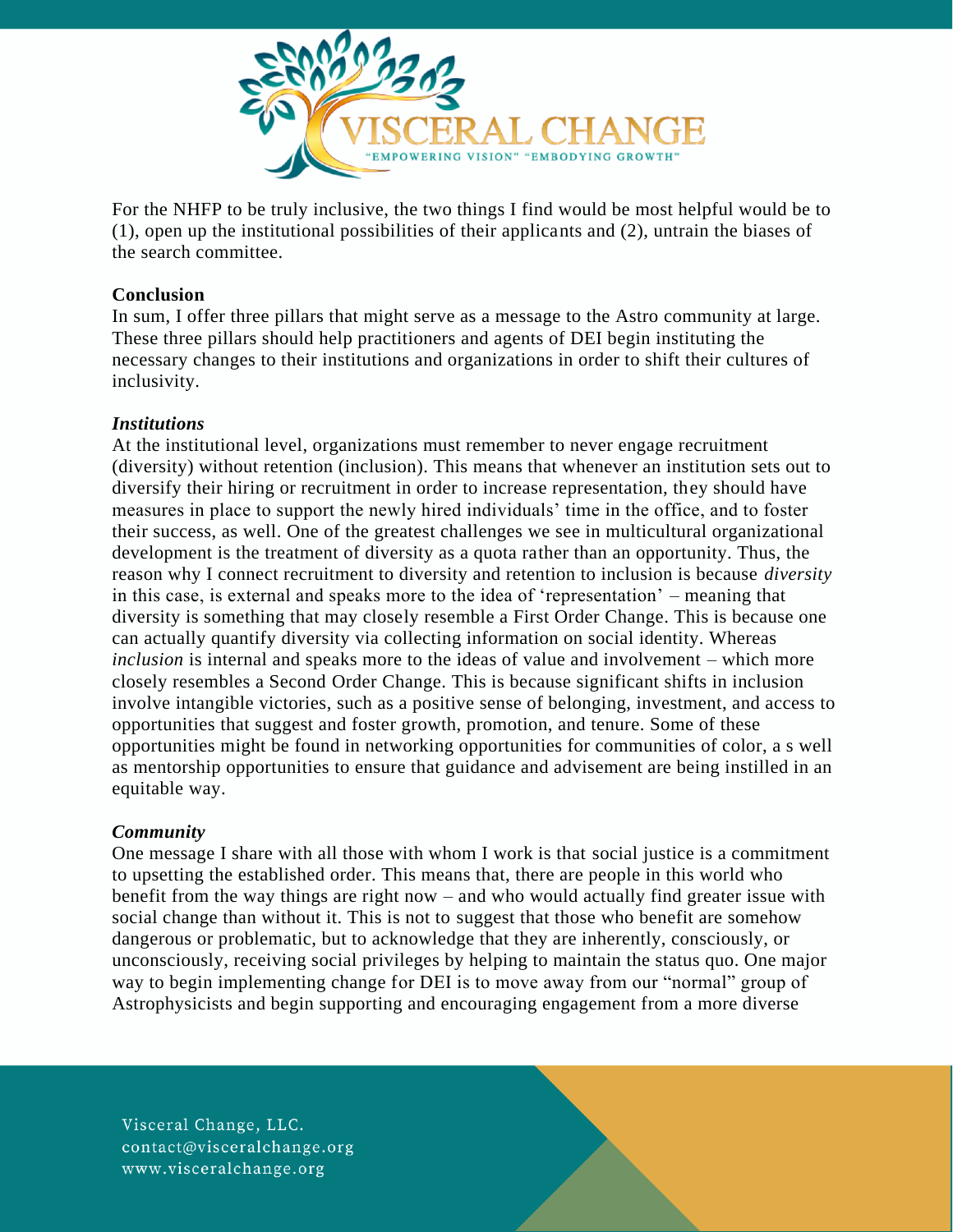For the NHFP to be truly inclusive, the two things I find would be most helpful would be to (1), open up the institutional possibilities of their applicants and (2), untrain the biases of the search committee.

**Conclusion**

In sum, I offer three pillars that might serve as a message to the Astro community at large. These three pillars should help practitioners and agents of DEI begin instituting the necessary changes to their institutions and organizations in order to shift their cultures of inclusivity.

***Institutions***

At the institutional level, organizations must remember to never engage recruitment (diversity) without retention (inclusion). This means that whenever an institution sets out to diversify their hiring or recruitment in order to increase representation, they should have measures in place to support the newly hired individuals' time in the office, and to foster their success, as well. One of the greatest challenges we see in multicultural organizational development is the treatment of diversity as a quota rather than an opportunity. Thus, the reason why I connect recruitment to diversity and retention to inclusion is because *diversity* in this case, is external and speaks more to the idea of 'representation' – meaning that diversity is something that may closely resemble a First Order Change. This is because one can actually quantify diversity via collecting information on social identity. Whereas *inclusion* is internal and speaks more to the ideas of value and involvement – which more closely resembles a Second Order Change. This is because significant shifts in inclusion involve intangible victories, such as a positive sense of belonging, investment, and access to opportunities that suggest and foster growth, promotion, and tenure. Some of these opportunities might be found in networking opportunities for communities of color, a s well as mentorship opportunities to ensure that guidance and advisement are being instilled in an equitable way.

***Community***

One message I share with all those with whom I work is that social justice is a commitment to upsetting the established order. This means that, there are people in this world who benefit from the way things are right now – and who would actually find greater issue with social change than without it. This is not to suggest that those who benefit are somehow dangerous or problematic, but to acknowledge that they are inherently, consciously, or unconsciously, receiving social privileges by helping to maintain the status quo. One major way to begin implementing change for DEI is to move away from our "normal" group of Astrophysicists and begin supporting and encouraging engagement from a more diverse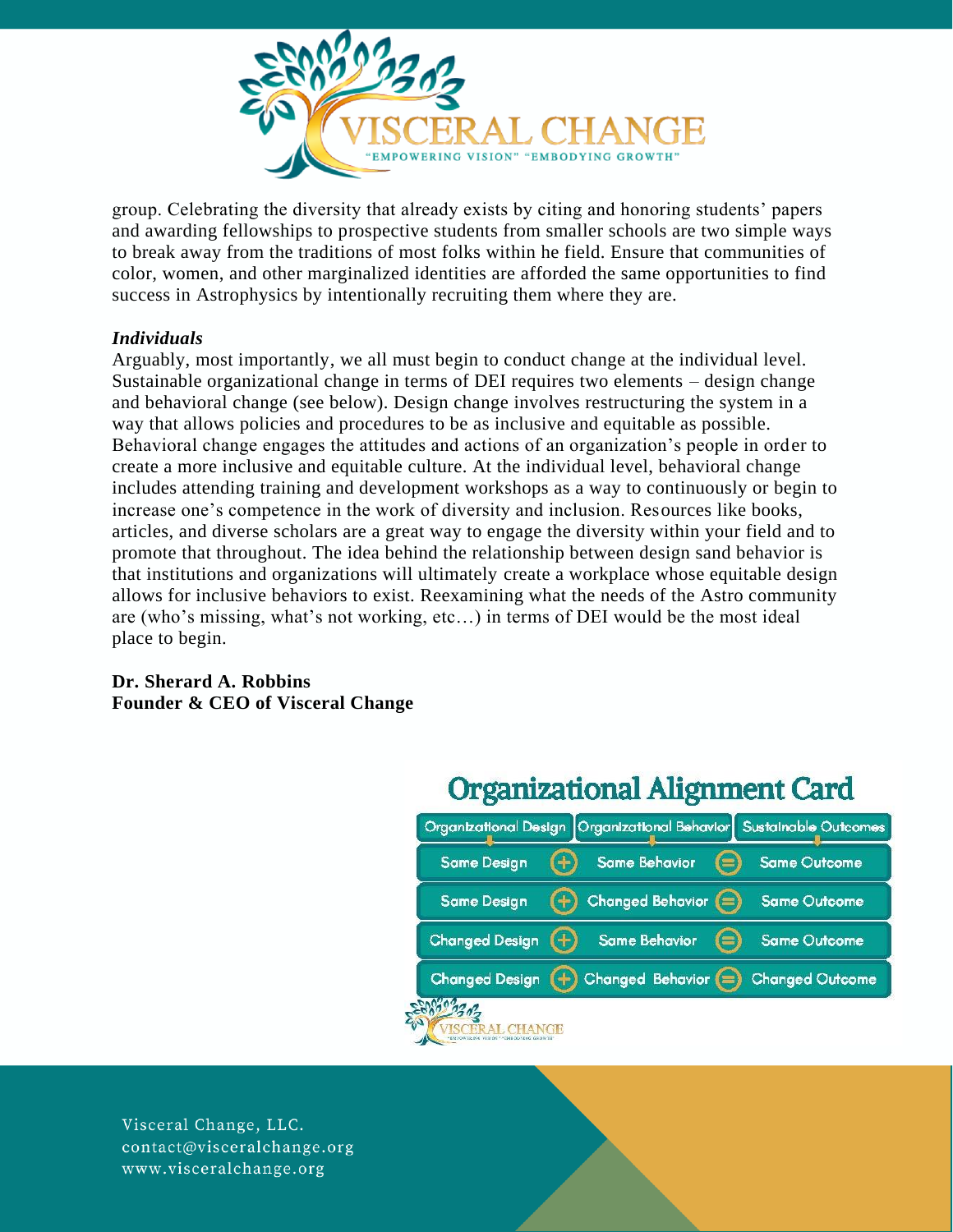group. Celebrating the diversity that already exists by citing and honoring students' papers and awarding fellowships to prospective students from smaller schools are two simple ways to break away from the traditions of most folks within he field. Ensure that communities of color, women, and other marginalized identities are afforded the same opportunities to find success in Astrophysics by intentionally recruiting them where they are.

***Individuals***

Arguably, most importantly, we all must begin to conduct change at the individual level. Sustainable organizational change in terms of DEI requires two elements – design change and behavioral change (see below). Design change involves restructuring the system in a way that allows policies and procedures to be as inclusive and equitable as possible. Behavioral change engages the attitudes and actions of an organization's people in order to create a more inclusive and equitable culture. At the individual level, behavioral change includes attending training and development workshops as a way to continuously or begin to increase one's competence in the work of diversity and inclusion. Resources like books, articles, and diverse scholars are a great way to engage the diversity within your field and to promote that throughout. The idea behind the relationship between design sand behavior is that institutions and organizations will ultimately create a workplace whose equitable design allows for inclusive behaviors to exist. Reexamining what the needs of the Astro community are (who's missing, what's not working, etc…) in terms of DEI would be the most ideal place to begin.

**Dr. Sherard A. Robbins**
**Founder & CEO of Visceral Change**

## Organizational Alignment Card

| Organizational Design | | Organizational Behavior | | Sustainable Outcomes |
|---|---|---|---|---|
| Same Design | + | Same Behavior | = | Same Outcome |
| Same Design | + | Changed Behavior | = | Same Outcome |
| Changed Design | + | Same Behavior | = | Same Outcome |
| Changed Design | + | Changed Behavior | = | Changed Outcome |

Visceral Change, LLC.
contact@visceralchange.org
www.visceralchange.org